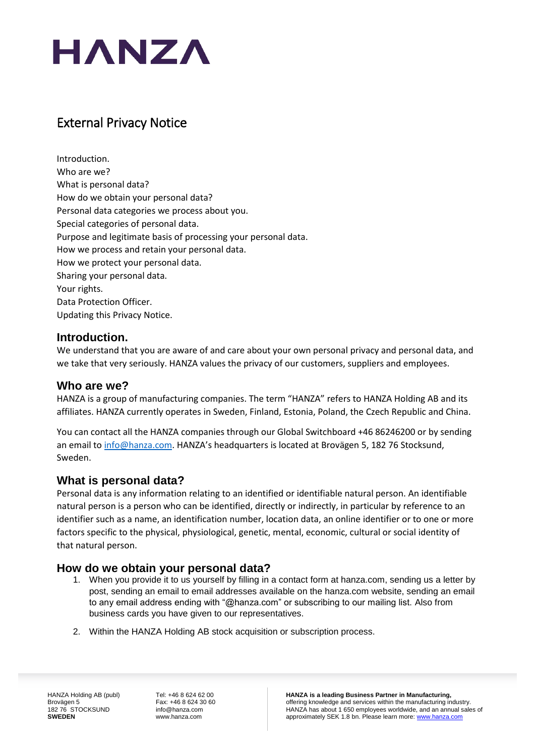# HANZA

## External Privacy Notice

Introduction.
Who are we?
What is personal data?
How do we obtain your personal data?
Personal data categories we process about you.
Special categories of personal data.
Purpose and legitimate basis of processing your personal data.
How we process and retain your personal data.
How we protect your personal data.
Sharing your personal data.
Your rights.
Data Protection Officer.
Updating this Privacy Notice.

### Introduction.

We understand that you are aware of and care about your own personal privacy and personal data, and we take that very seriously. HANZA values the privacy of our customers, suppliers and employees.

### Who are we?

HANZA is a group of manufacturing companies. The term "HANZA" refers to HANZA Holding AB and its affiliates. HANZA currently operates in Sweden, Finland, Estonia, Poland, the Czech Republic and China.

You can contact all the HANZA companies through our Global Switchboard +46 86246200 or by sending an email to info@hanza.com. HANZA's headquarters is located at Brovägen 5, 182 76 Stocksund, Sweden.

### What is personal data?

Personal data is any information relating to an identified or identifiable natural person. An identifiable natural person is a person who can be identified, directly or indirectly, in particular by reference to an identifier such as a name, an identification number, location data, an online identifier or to one or more factors specific to the physical, physiological, genetic, mental, economic, cultural or social identity of that natural person.

### How do we obtain your personal data?

1. When you provide it to us yourself by filling in a contact form at hanza.com, sending us a letter by post, sending an email to email addresses available on the hanza.com website, sending an email to any email address ending with "@hanza.com" or subscribing to our mailing list. Also from business cards you have given to our representatives.
2. Within the HANZA Holding AB stock acquisition or subscription process.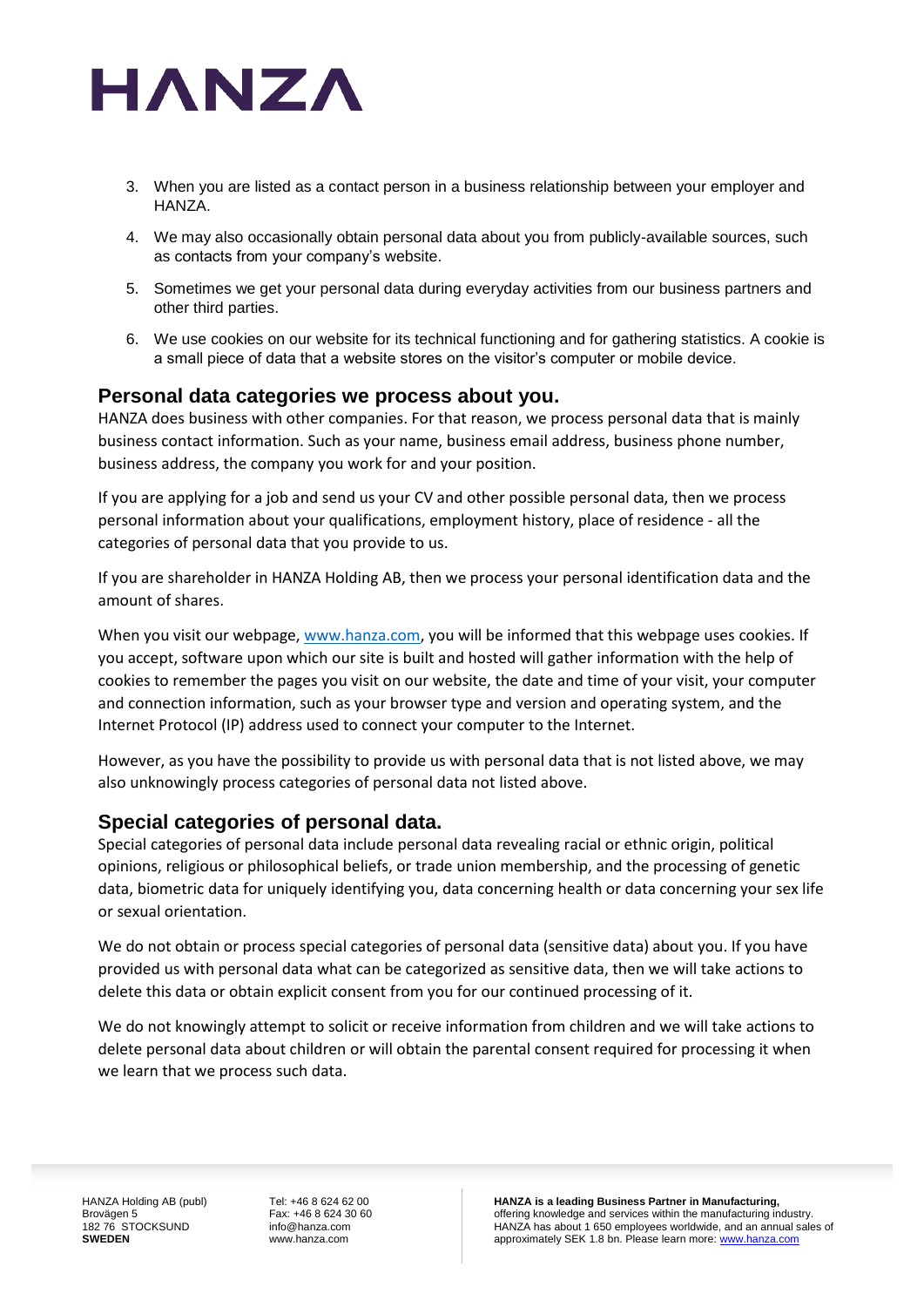3. When you are listed as a contact person in a business relationship between your employer and HANZA.
4. We may also occasionally obtain personal data about you from publicly-available sources, such as contacts from your company's website.
5. Sometimes we get your personal data during everyday activities from our business partners and other third parties.
6. We use cookies on our website for its technical functioning and for gathering statistics. A cookie is a small piece of data that a website stores on the visitor's computer or mobile device.

## Personal data categories we process about you.

HANZA does business with other companies. For that reason, we process personal data that is mainly business contact information. Such as your name, business email address, business phone number, business address, the company you work for and your position.

If you are applying for a job and send us your CV and other possible personal data, then we process personal information about your qualifications, employment history, place of residence - all the categories of personal data that you provide to us.

If you are shareholder in HANZA Holding AB, then we process your personal identification data and the amount of shares.

When you visit our webpage, www.hanza.com, you will be informed that this webpage uses cookies. If you accept, software upon which our site is built and hosted will gather information with the help of cookies to remember the pages you visit on our website, the date and time of your visit, your computer and connection information, such as your browser type and version and operating system, and the Internet Protocol (IP) address used to connect your computer to the Internet.

However, as you have the possibility to provide us with personal data that is not listed above, we may also unknowingly process categories of personal data not listed above.

## Special categories of personal data.

Special categories of personal data include personal data revealing racial or ethnic origin, political opinions, religious or philosophical beliefs, or trade union membership, and the processing of genetic data, biometric data for uniquely identifying you, data concerning health or data concerning your sex life or sexual orientation.

We do not obtain or process special categories of personal data (sensitive data) about you. If you have provided us with personal data what can be categorized as sensitive data, then we will take actions to delete this data or obtain explicit consent from you for our continued processing of it.

We do not knowingly attempt to solicit or receive information from children and we will take actions to delete personal data about children or will obtain the parental consent required for processing it when we learn that we process such data.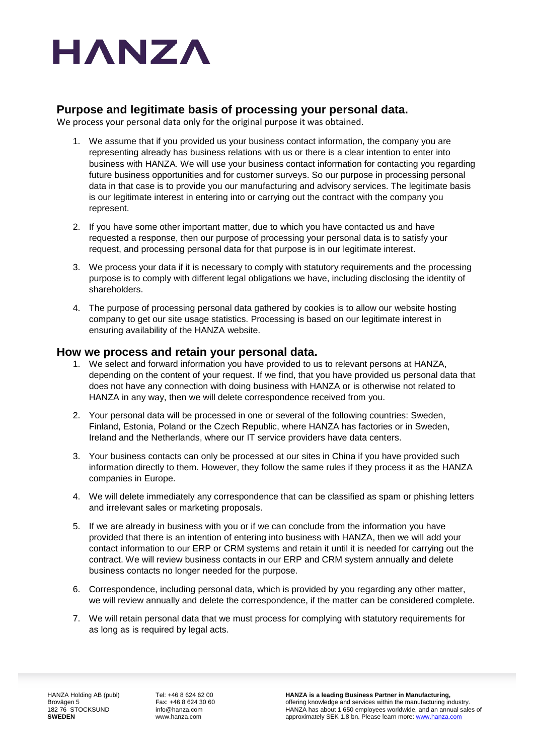## Purpose and legitimate basis of processing your personal data.

We process your personal data only for the original purpose it was obtained.

1. We assume that if you provided us your business contact information, the company you are representing already has business relations with us or there is a clear intention to enter into business with HANZA. We will use your business contact information for contacting you regarding future business opportunities and for customer surveys. So our purpose in processing personal data in that case is to provide you our manufacturing and advisory services. The legitimate basis is our legitimate interest in entering into or carrying out the contract with the company you represent.
2. If you have some other important matter, due to which you have contacted us and have requested a response, then our purpose of processing your personal data is to satisfy your request, and processing personal data for that purpose is in our legitimate interest.
3. We process your data if it is necessary to comply with statutory requirements and the processing purpose is to comply with different legal obligations we have, including disclosing the identity of shareholders.
4. The purpose of processing personal data gathered by cookies is to allow our website hosting company to get our site usage statistics. Processing is based on our legitimate interest in ensuring availability of the HANZA website.

## How we process and retain your personal data.

1. We select and forward information you have provided to us to relevant persons at HANZA, depending on the content of your request. If we find, that you have provided us personal data that does not have any connection with doing business with HANZA or is otherwise not related to HANZA in any way, then we will delete correspondence received from you.
2. Your personal data will be processed in one or several of the following countries: Sweden, Finland, Estonia, Poland or the Czech Republic, where HANZA has factories or in Sweden, Ireland and the Netherlands, where our IT service providers have data centers.
3. Your business contacts can only be processed at our sites in China if you have provided such information directly to them. However, they follow the same rules if they process it as the HANZA companies in Europe.
4. We will delete immediately any correspondence that can be classified as spam or phishing letters and irrelevant sales or marketing proposals.
5. If we are already in business with you or if we can conclude from the information you have provided that there is an intention of entering into business with HANZA, then we will add your contact information to our ERP or CRM systems and retain it until it is needed for carrying out the contract. We will review business contacts in our ERP and CRM system annually and delete business contacts no longer needed for the purpose.
6. Correspondence, including personal data, which is provided by you regarding any other matter, we will review annually and delete the correspondence, if the matter can be considered complete.
7. We will retain personal data that we must process for complying with statutory requirements for as long as is required by legal acts.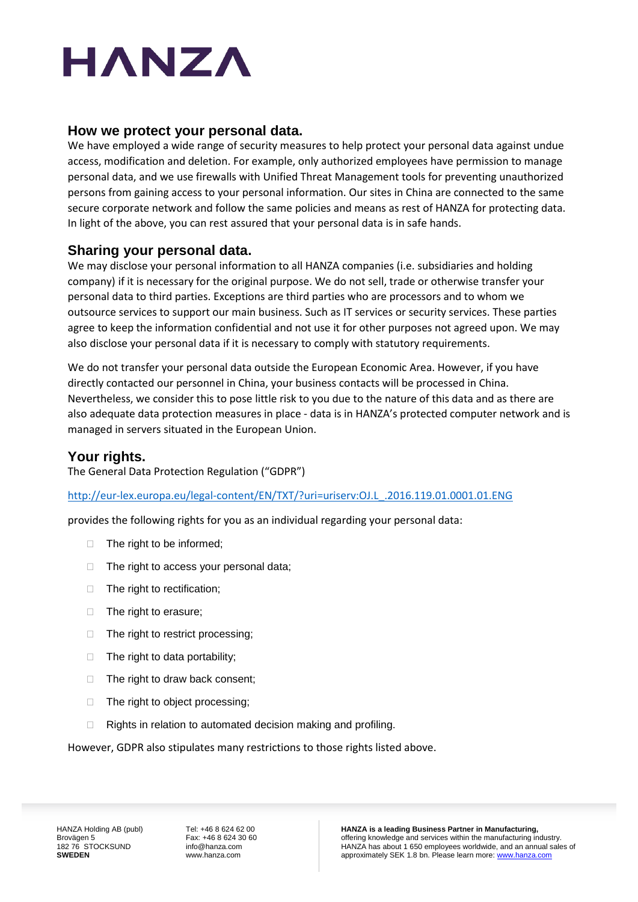## How we protect your personal data.

We have employed a wide range of security measures to help protect your personal data against undue access, modification and deletion. For example, only authorized employees have permission to manage personal data, and we use firewalls with Unified Threat Management tools for preventing unauthorized persons from gaining access to your personal information. Our sites in China are connected to the same secure corporate network and follow the same policies and means as rest of HANZA for protecting data. In light of the above, you can rest assured that your personal data is in safe hands.

## Sharing your personal data.

We may disclose your personal information to all HANZA companies (i.e. subsidiaries and holding company) if it is necessary for the original purpose. We do not sell, trade or otherwise transfer your personal data to third parties. Exceptions are third parties who are processors and to whom we outsource services to support our main business. Such as IT services or security services. These parties agree to keep the information confidential and not use it for other purposes not agreed upon. We may also disclose your personal data if it is necessary to comply with statutory requirements.

We do not transfer your personal data outside the European Economic Area. However, if you have directly contacted our personnel in China, your business contacts will be processed in China. Nevertheless, we consider this to pose little risk to you due to the nature of this data and as there are also adequate data protection measures in place - data is in HANZA's protected computer network and is managed in servers situated in the European Union.

## Your rights.

The General Data Protection Regulation ("GDPR")

http://eur-lex.europa.eu/legal-content/EN/TXT/?uri=uriserv:OJ.L_.2016.119.01.0001.01.ENG

provides the following rights for you as an individual regarding your personal data:

- The right to be informed;
- The right to access your personal data;
- The right to rectification;
- The right to erasure;
- The right to restrict processing;
- The right to data portability;
- The right to draw back consent;
- The right to object processing;
- Rights in relation to automated decision making and profiling.

However, GDPR also stipulates many restrictions to those rights listed above.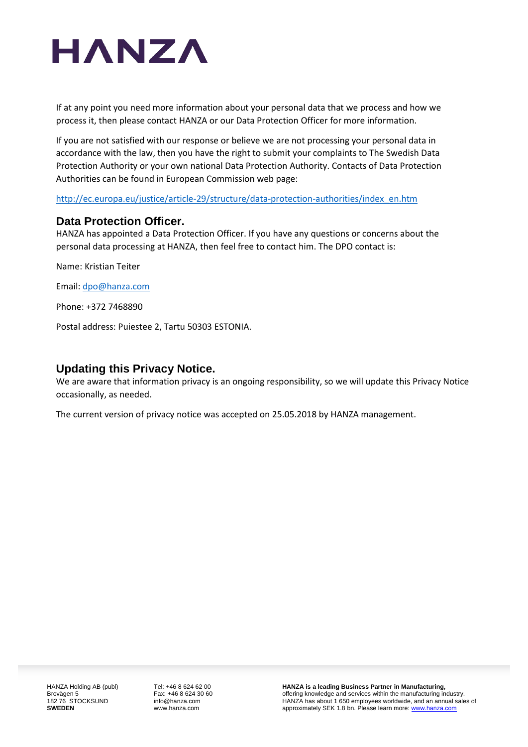If at any point you need more information about your personal data that we process and how we process it, then please contact HANZA or our Data Protection Officer for more information.

If you are not satisfied with our response or believe we are not processing your personal data in accordance with the law, then you have the right to submit your complaints to The Swedish Data Protection Authority or your own national Data Protection Authority. Contacts of Data Protection Authorities can be found in European Commission web page:

http://ec.europa.eu/justice/article-29/structure/data-protection-authorities/index_en.htm

## Data Protection Officer.

HANZA has appointed a Data Protection Officer. If you have any questions or concerns about the personal data processing at HANZA, then feel free to contact him. The DPO contact is:

Name: Kristian Teiter

Email: dpo@hanza.com

Phone: +372 7468890

Postal address: Puiestee 2, Tartu 50303 ESTONIA.

## Updating this Privacy Notice.

We are aware that information privacy is an ongoing responsibility, so we will update this Privacy Notice occasionally, as needed.

The current version of privacy notice was accepted on 25.05.2018 by HANZA management.